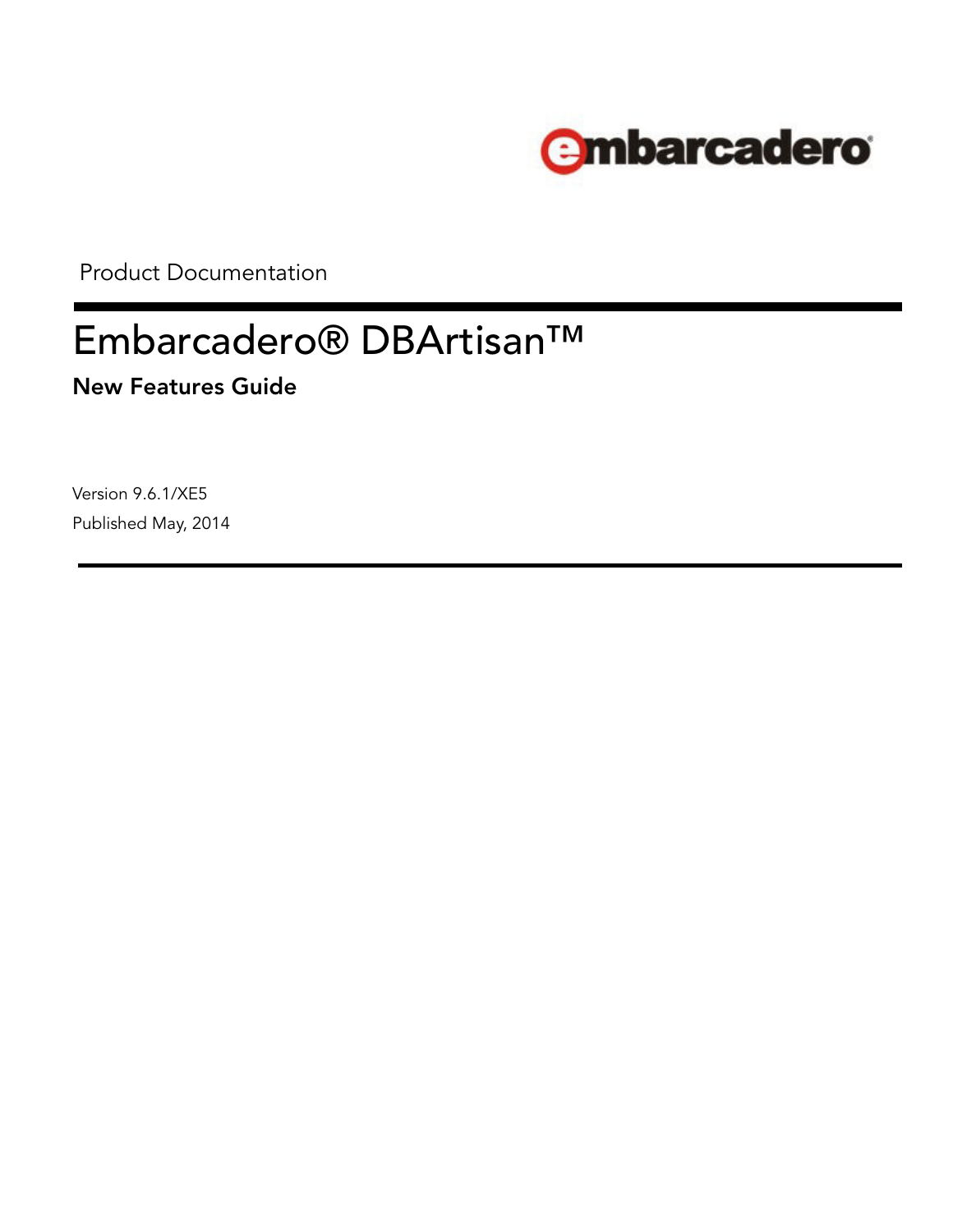Product Documentation

# Embarcadero® DBArtisan™

## New Features Guide

Version 9.6.1/XE5

Published May, 2014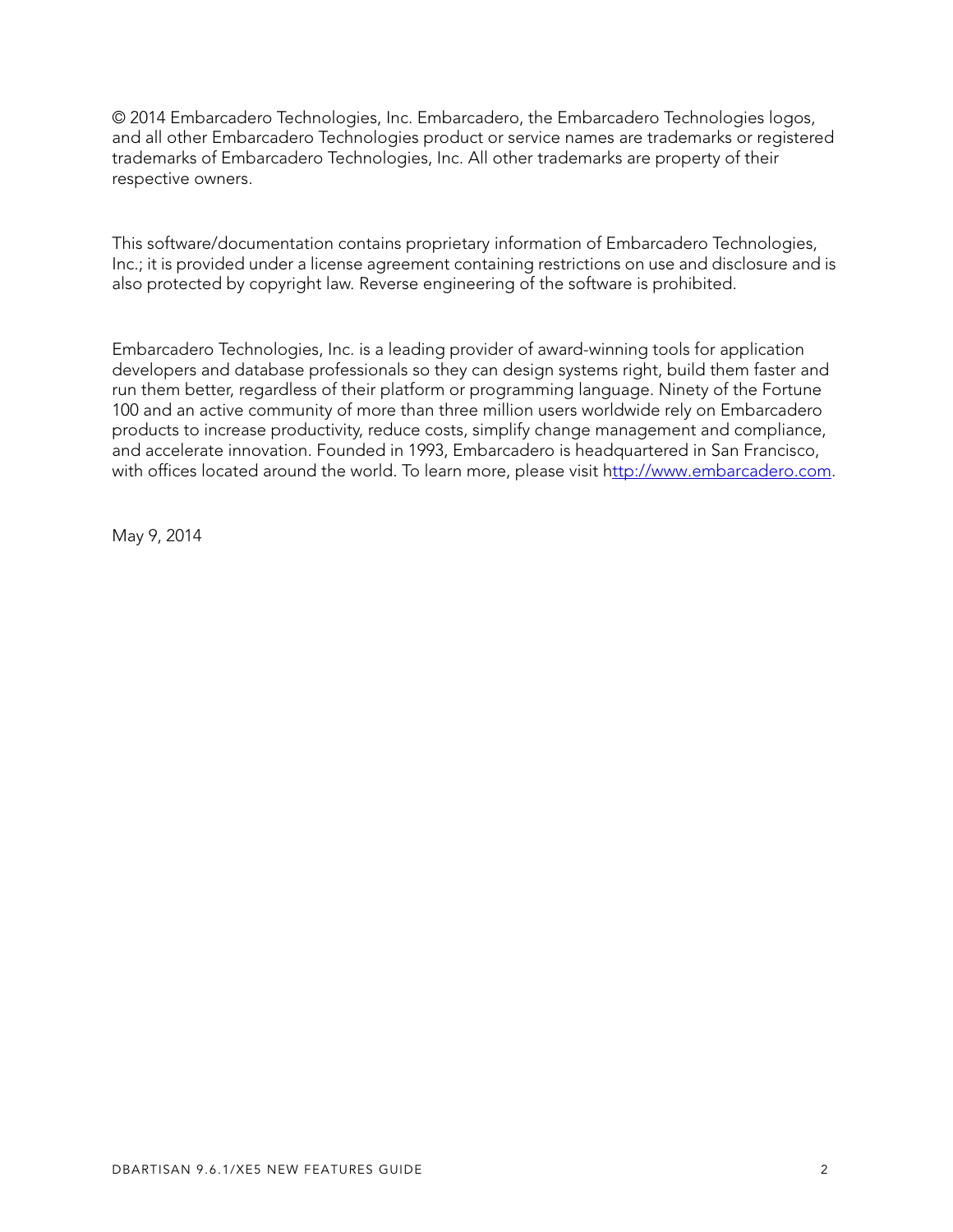© 2014 Embarcadero Technologies, Inc. Embarcadero, the Embarcadero Technologies logos, and all other Embarcadero Technologies product or service names are trademarks or registered trademarks of Embarcadero Technologies, Inc. All other trademarks are property of their respective owners.

This software/documentation contains proprietary information of Embarcadero Technologies, Inc.; it is provided under a license agreement containing restrictions on use and disclosure and is also protected by copyright law. Reverse engineering of the software is prohibited.

Embarcadero Technologies, Inc. is a leading provider of award-winning tools for application developers and database professionals so they can design systems right, build them faster and run them better, regardless of their platform or programming language. Ninety of the Fortune 100 and an active community of more than three million users worldwide rely on Embarcadero products to increase productivity, reduce costs, simplify change management and compliance, and accelerate innovation. Founded in 1993, Embarcadero is headquartered in San Francisco, with offices located around the world. To learn more, please visit http://www.embarcadero.com.

May 9, 2014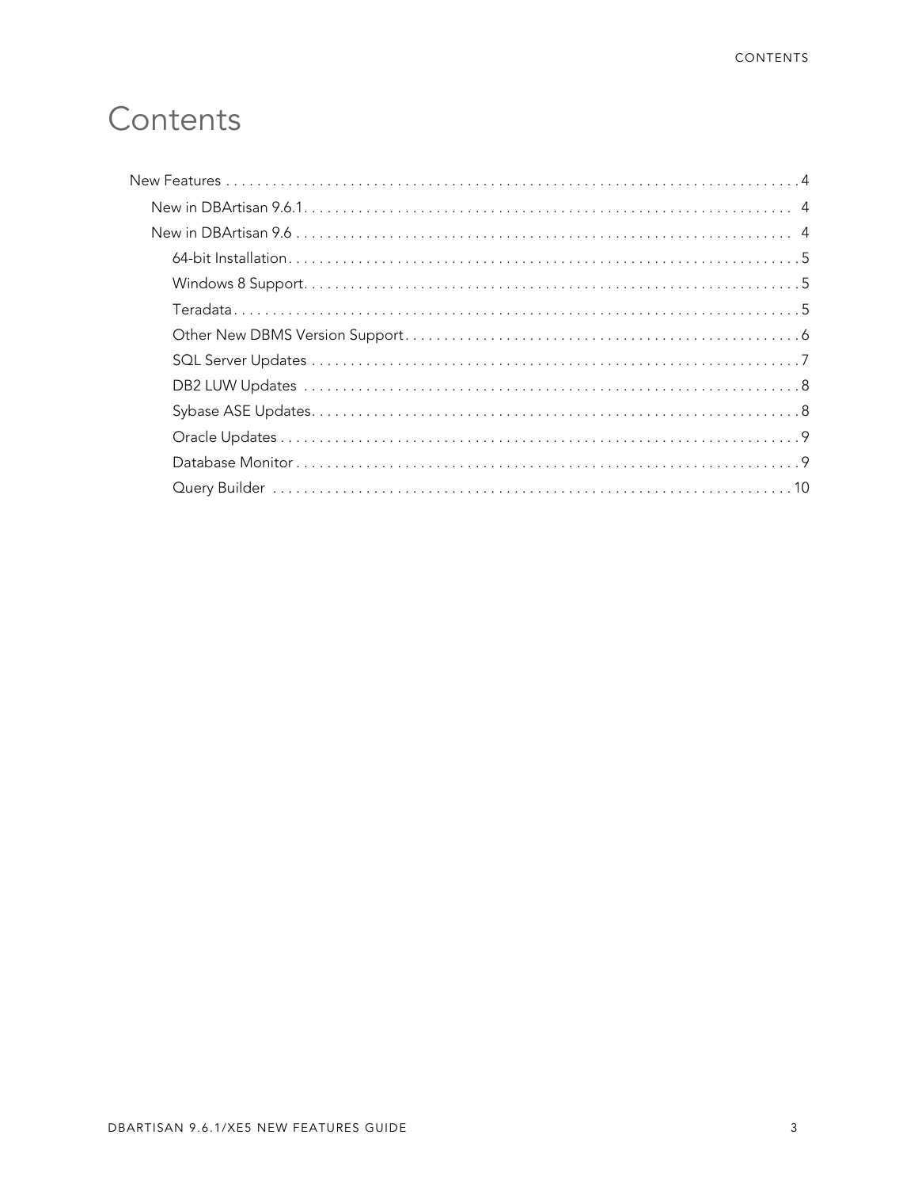# Contents

- New Features . . . . . . . . . . . . . . . . . . . . . . . . . . . . . . . . . . . . . . . . . . . . . . . . . . . . . . . . . . . . . . . . . . . . . . . . . 4
  - New in DBArtisan 9.6.1. . . . . . . . . . . . . . . . . . . . . . . . . . . . . . . . . . . . . . . . . . . . . . . . . . . . . . . . . . . . . . 4
  - New in DBArtisan 9.6 . . . . . . . . . . . . . . . . . . . . . . . . . . . . . . . . . . . . . . . . . . . . . . . . . . . . . . . . . . . . . . 4
    - 64-bit Installation. . . . . . . . . . . . . . . . . . . . . . . . . . . . . . . . . . . . . . . . . . . . . . . . . . . . . . . . . . . . . . . . 5
    - Windows 8 Support. . . . . . . . . . . . . . . . . . . . . . . . . . . . . . . . . . . . . . . . . . . . . . . . . . . . . . . . . . . . . . . 5
    - Teradata. . . . . . . . . . . . . . . . . . . . . . . . . . . . . . . . . . . . . . . . . . . . . . . . . . . . . . . . . . . . . . . . . . . . . . . 5
    - Other New DBMS Version Support. . . . . . . . . . . . . . . . . . . . . . . . . . . . . . . . . . . . . . . . . . . . . . . . . . 6
    - SQL Server Updates . . . . . . . . . . . . . . . . . . . . . . . . . . . . . . . . . . . . . . . . . . . . . . . . . . . . . . . . . . . . . 7
    - DB2 LUW Updates . . . . . . . . . . . . . . . . . . . . . . . . . . . . . . . . . . . . . . . . . . . . . . . . . . . . . . . . . . . . . . . 8
    - Sybase ASE Updates. . . . . . . . . . . . . . . . . . . . . . . . . . . . . . . . . . . . . . . . . . . . . . . . . . . . . . . . . . . . . . 8
    - Oracle Updates . . . . . . . . . . . . . . . . . . . . . . . . . . . . . . . . . . . . . . . . . . . . . . . . . . . . . . . . . . . . . . . . . . 9
    - Database Monitor . . . . . . . . . . . . . . . . . . . . . . . . . . . . . . . . . . . . . . . . . . . . . . . . . . . . . . . . . . . . . . . . 9
    - Query Builder . . . . . . . . . . . . . . . . . . . . . . . . . . . . . . . . . . . . . . . . . . . . . . . . . . . . . . . . . . . . . . . . . . 10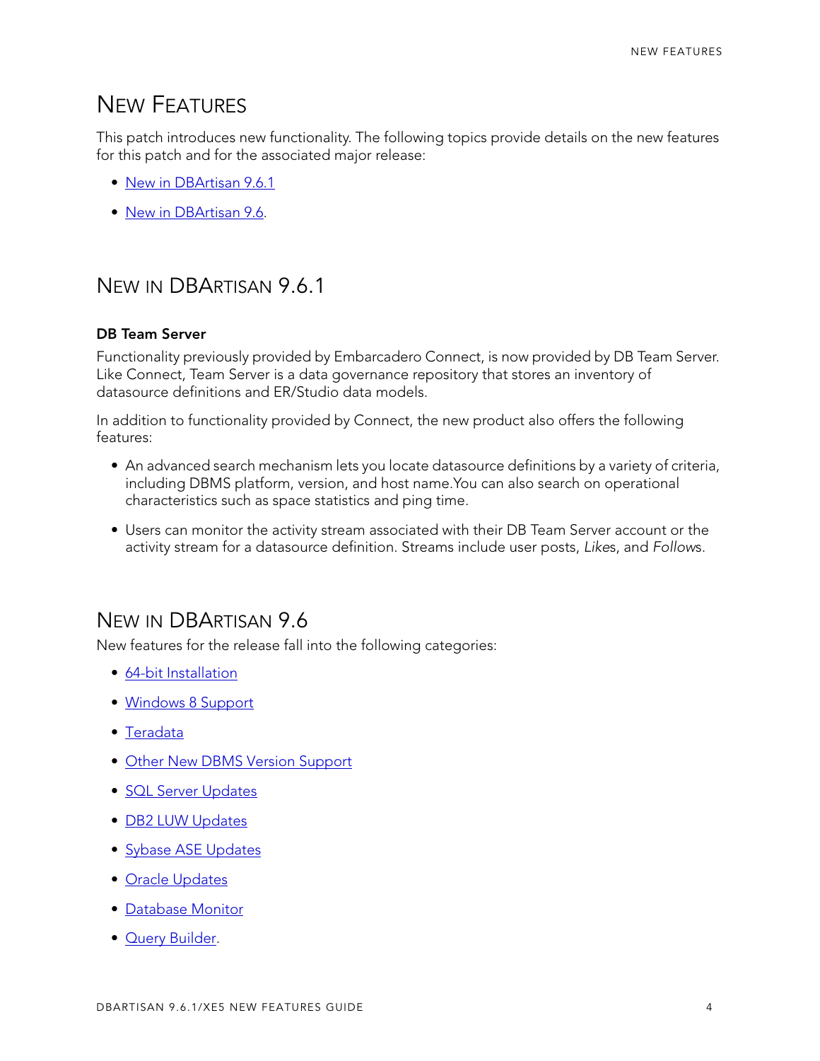# New Features

This patch introduces new functionality. The following topics provide details on the new features for this patch and for the associated major release:

- New in DBArtisan 9.6.1
- New in DBArtisan 9.6.

## New in DBArtisan 9.6.1

**DB Team Server**

Functionality previously provided by Embarcadero Connect, is now provided by DB Team Server. Like Connect, Team Server is a data governance repository that stores an inventory of datasource definitions and ER/Studio data models.

In addition to functionality provided by Connect, the new product also offers the following features:

- An advanced search mechanism lets you locate datasource definitions by a variety of criteria, including DBMS platform, version, and host name.You can also search on operational characteristics such as space statistics and ping time.
- Users can monitor the activity stream associated with their DB Team Server account or the activity stream for a datasource definition. Streams include user posts, *Like*s, and *Follow*s.

## New in DBArtisan 9.6

New features for the release fall into the following categories:

- 64-bit Installation
- Windows 8 Support
- Teradata
- Other New DBMS Version Support
- SQL Server Updates
- DB2 LUW Updates
- Sybase ASE Updates
- Oracle Updates
- Database Monitor
- Query Builder.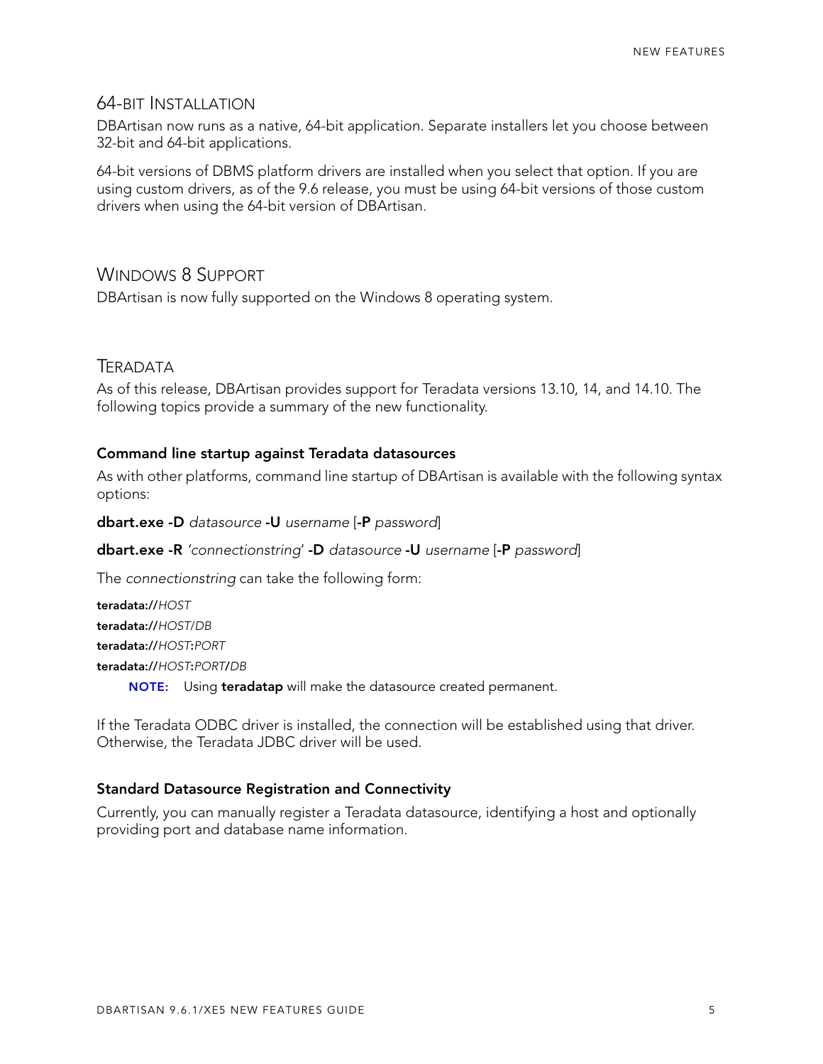## 64-BIT INSTALLATION

DBArtisan now runs as a native, 64-bit application. Separate installers let you choose between 32-bit and 64-bit applications.

64-bit versions of DBMS platform drivers are installed when you select that option. If you are using custom drivers, as of the 9.6 release, you must be using 64-bit versions of those custom drivers when using the 64-bit version of DBArtisan.

## WINDOWS 8 SUPPORT

DBArtisan is now fully supported on the Windows 8 operating system.

## TERADATA

As of this release, DBArtisan provides support for Teradata versions 13.10, 14, and 14.10. The following topics provide a summary of the new functionality.

### Command line startup against Teradata datasources

As with other platforms, command line startup of DBArtisan is available with the following syntax options:

**dbart.exe -D** *datasource* **-U** *username* [**-P** *password*]

**dbart.exe -R** *'connectionstring'* **-D** *datasource* **-U** *username* [**-P** *password*]

The *connectionstring* can take the following form:

**teradata://***HOST*

**teradata://***HOST/DB*

**teradata://***HOST***:***PORT*

**teradata://***HOST***:***PORT***/***DB*

> **NOTE:** Using **teradatap** will make the datasource created permanent.

If the Teradata ODBC driver is installed, the connection will be established using that driver. Otherwise, the Teradata JDBC driver will be used.

### Standard Datasource Registration and Connectivity

Currently, you can manually register a Teradata datasource, identifying a host and optionally providing port and database name information.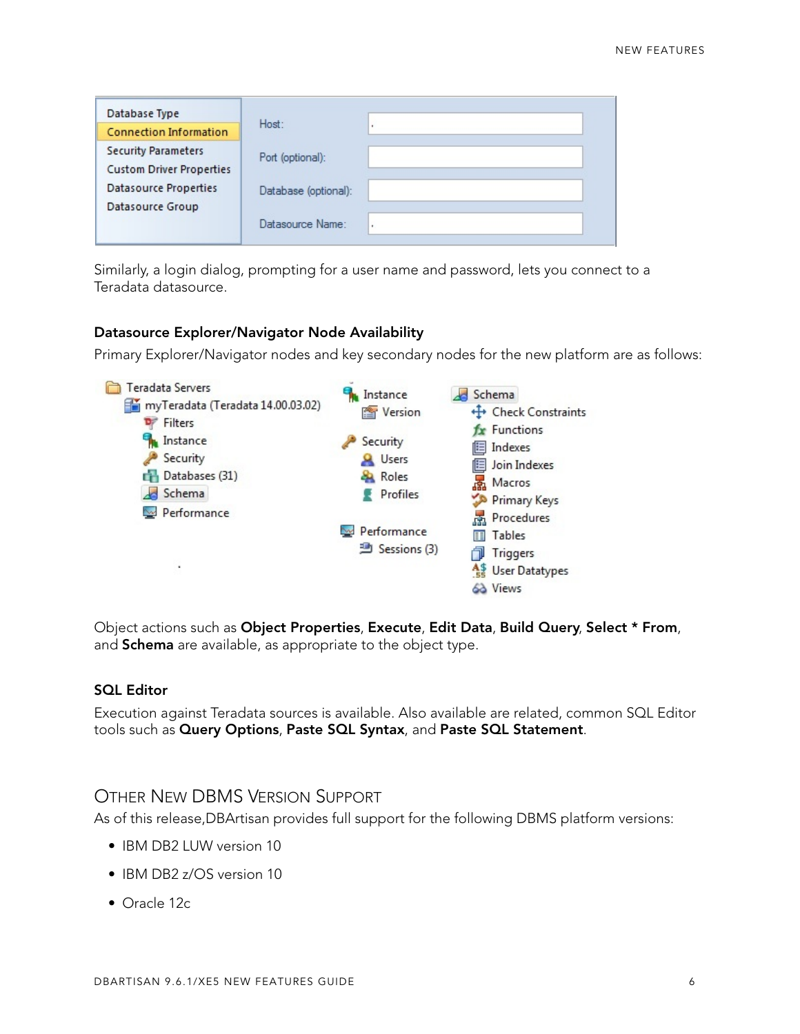Similarly, a login dialog, prompting for a user name and password, lets you connect to a Teradata datasource.

### Datasource Explorer/Navigator Node Availability

Primary Explorer/Navigator nodes and key secondary nodes for the new platform are as follows:

Object actions such as **Object Properties**, **Execute**, **Edit Data**, **Build Query**, **Select * From**, and **Schema** are available, as appropriate to the object type.

### SQL Editor

Execution against Teradata sources is available. Also available are related, common SQL Editor tools such as **Query Options**, **Paste SQL Syntax**, and **Paste SQL Statement**.

## Other New DBMS Version Support

As of this release,DBArtisan provides full support for the following DBMS platform versions:

- IBM DB2 LUW version 10
- IBM DB2 z/OS version 10
- Oracle 12c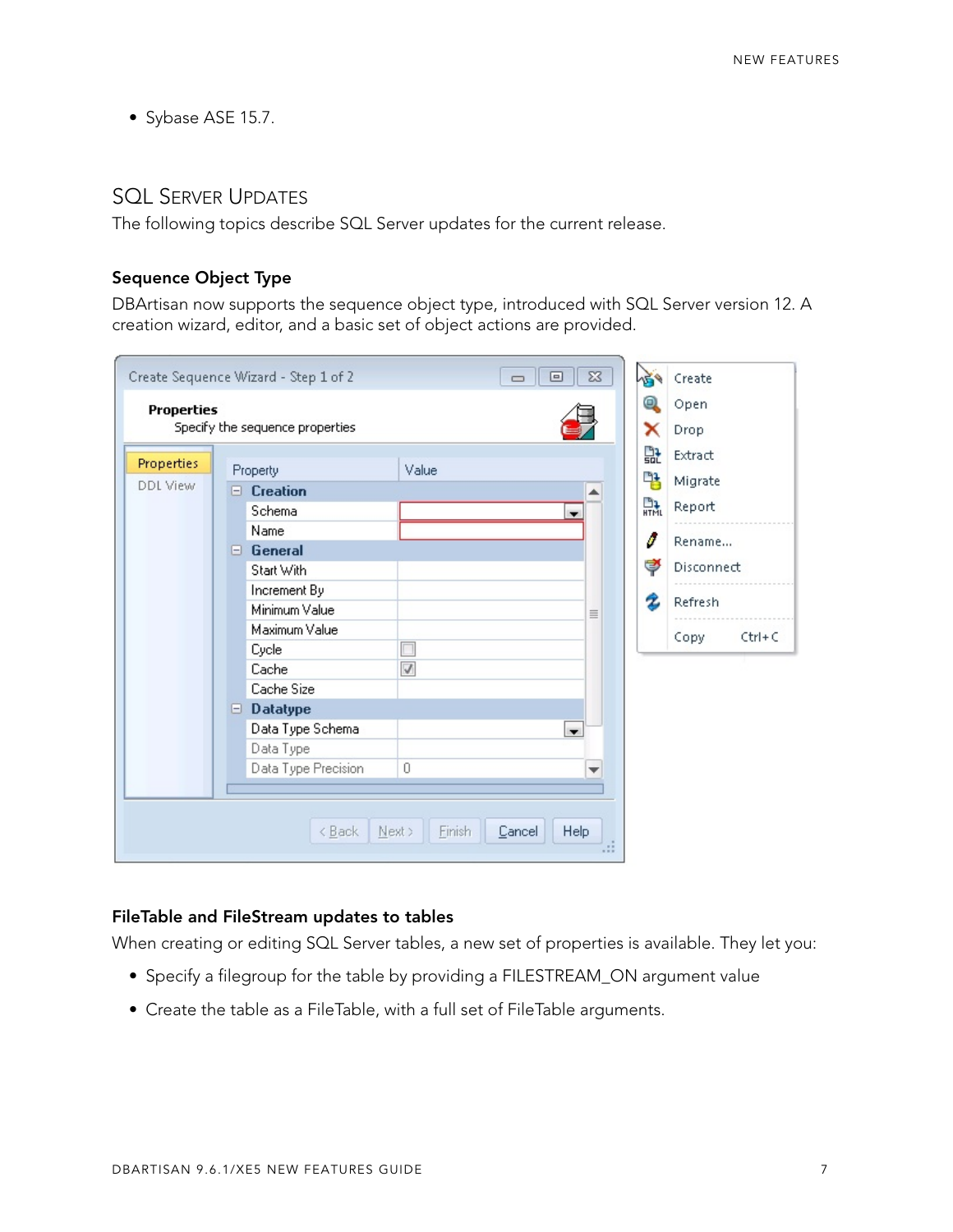- Sybase ASE 15.7.

## SQL Server Updates

The following topics describe SQL Server updates for the current release.

### Sequence Object Type

DBArtisan now supports the sequence object type, introduced with SQL Server version 12. A creation wizard, editor, and a basic set of object actions are provided.

### FileTable and FileStream updates to tables

When creating or editing SQL Server tables, a new set of properties is available. They let you:

- Specify a filegroup for the table by providing a FILESTREAM_ON argument value
- Create the table as a FileTable, with a full set of FileTable arguments.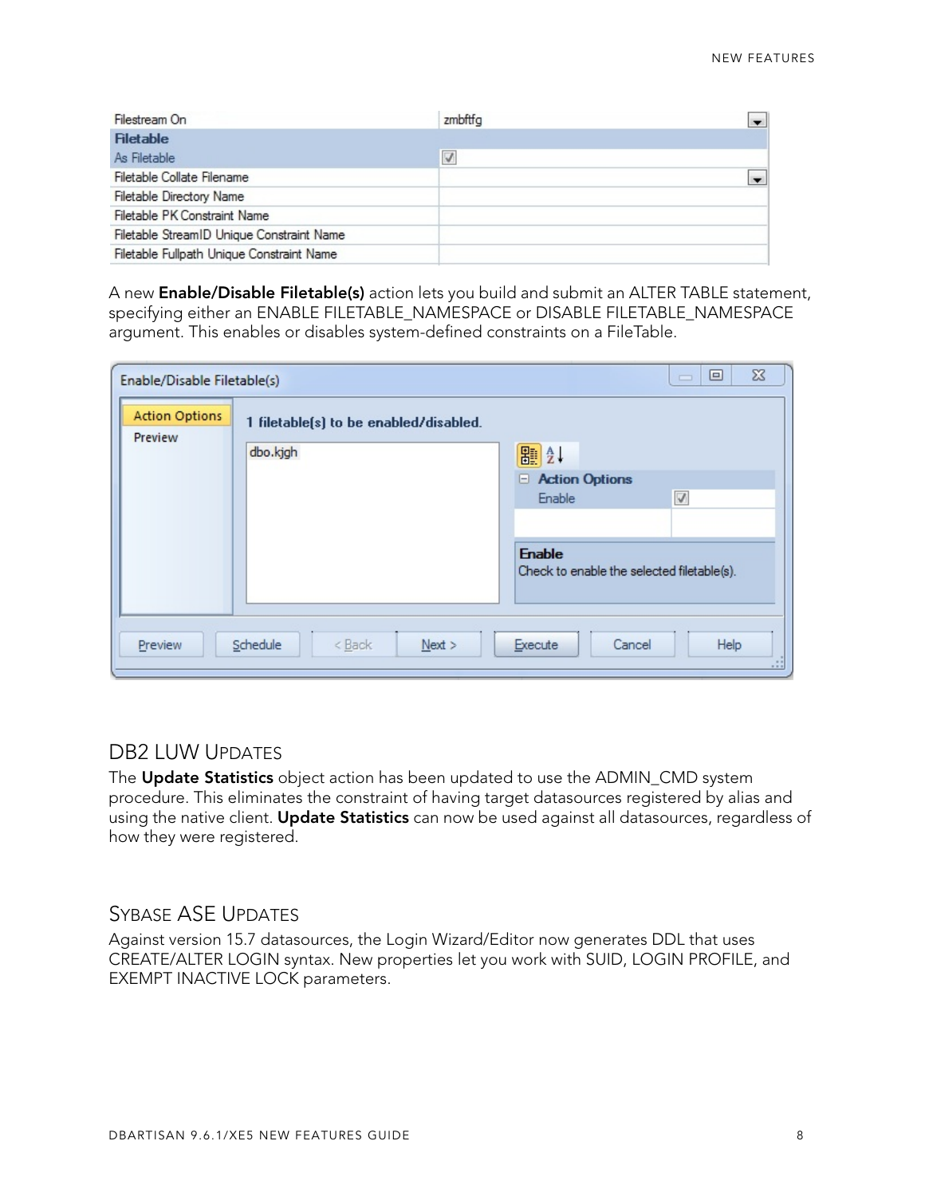| Filestream On | zmbftfg |
|---|---|
| **Filetable** | |
| As Filetable | ☑ |
| Filetable Collate Filename | |
| Filetable Directory Name | |
| Filetable PK Constraint Name | |
| Filetable StreamID Unique Constraint Name | |
| Filetable Fullpath Unique Constraint Name | |

A new **Enable/Disable Filetable(s)** action lets you build and submit an ALTER TABLE statement, specifying either an ENABLE FILETABLE_NAMESPACE or DISABLE FILETABLE_NAMESPACE argument. This enables or disables system-defined constraints on a FileTable.

Enable/Disable Filetable(s)

Action Options
Preview

**1 filetable(s) to be enabled/disabled.**

dbo.kjgh

**Action Options**
Enable ☑

**Enable**
Check to enable the selected filetable(s).

Preview | Schedule | < Back | Next > | Execute | Cancel | Help

## DB2 LUW Updates

The **Update Statistics** object action has been updated to use the ADMIN_CMD system procedure. This eliminates the constraint of having target datasources registered by alias and using the native client. **Update Statistics** can now be used against all datasources, regardless of how they were registered.

## Sybase ASE Updates

Against version 15.7 datasources, the Login Wizard/Editor now generates DDL that uses CREATE/ALTER LOGIN syntax. New properties let you work with SUID, LOGIN PROFILE, and EXEMPT INACTIVE LOCK parameters.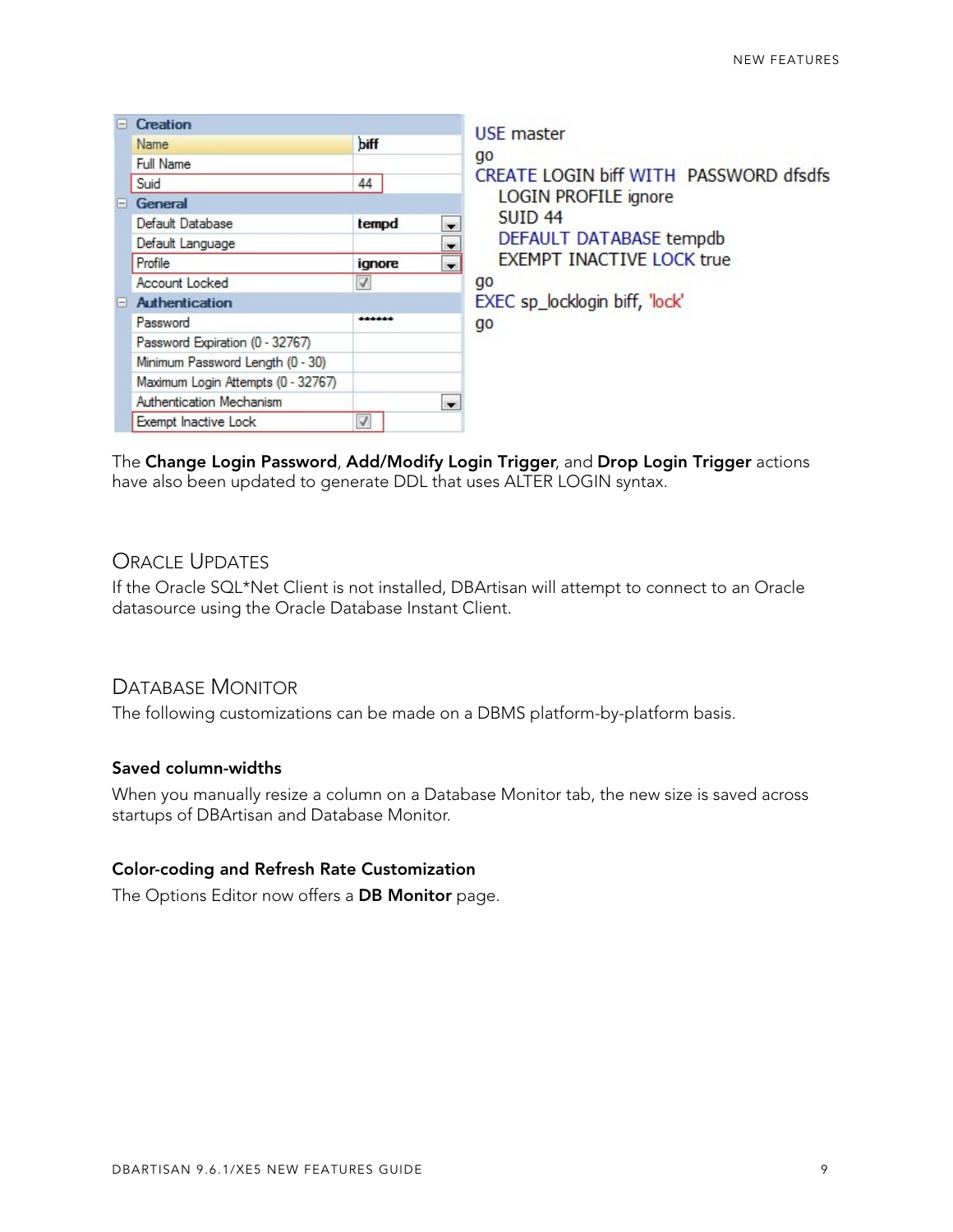| Creation | |
| --- | --- |
| Name | biff |
| Full Name | |
| Suid | 44 |
| **General** | |
| Default Database | tempd |
| Default Language | |
| Profile | ignore |
| Account Locked | ☑ |
| **Authentication** | |
| Password | ****** |
| Password Expiration (0 - 32767) | |
| Minimum Password Length (0 - 30) | |
| Maximum Login Attempts (0 - 32767) | |
| Authentication Mechanism | |
| Exempt Inactive Lock | ☑ |

```
USE master
go
CREATE LOGIN biff WITH  PASSWORD dfsdfs
    LOGIN PROFILE ignore
    SUID 44
    DEFAULT DATABASE tempdb
    EXEMPT INACTIVE LOCK true
go
EXEC sp_locklogin biff, 'lock'
go
```

The **Change Login Password**, **Add/Modify Login Trigger**, and **Drop Login Trigger** actions have also been updated to generate DDL that uses ALTER LOGIN syntax.

## Oracle Updates

If the Oracle SQL*Net Client is not installed, DBArtisan will attempt to connect to an Oracle datasource using the Oracle Database Instant Client.

## Database Monitor

The following customizations can be made on a DBMS platform-by-platform basis.

### Saved column-widths

When you manually resize a column on a Database Monitor tab, the new size is saved across startups of DBArtisan and Database Monitor.

### Color-coding and Refresh Rate Customization

The Options Editor now offers a **DB Monitor** page.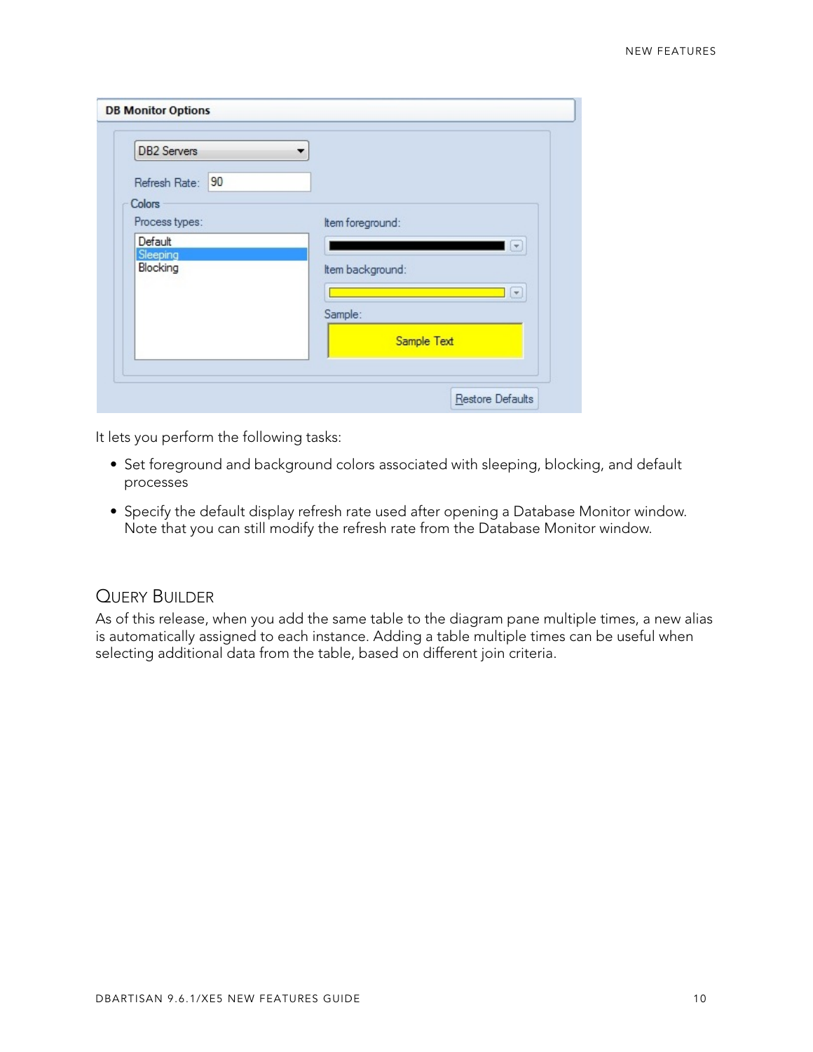It lets you perform the following tasks:

- Set foreground and background colors associated with sleeping, blocking, and default processes
- Specify the default display refresh rate used after opening a Database Monitor window. Note that you can still modify the refresh rate from the Database Monitor window.

## Query Builder

As of this release, when you add the same table to the diagram pane multiple times, a new alias is automatically assigned to each instance. Adding a table multiple times can be useful when selecting additional data from the table, based on different join criteria.